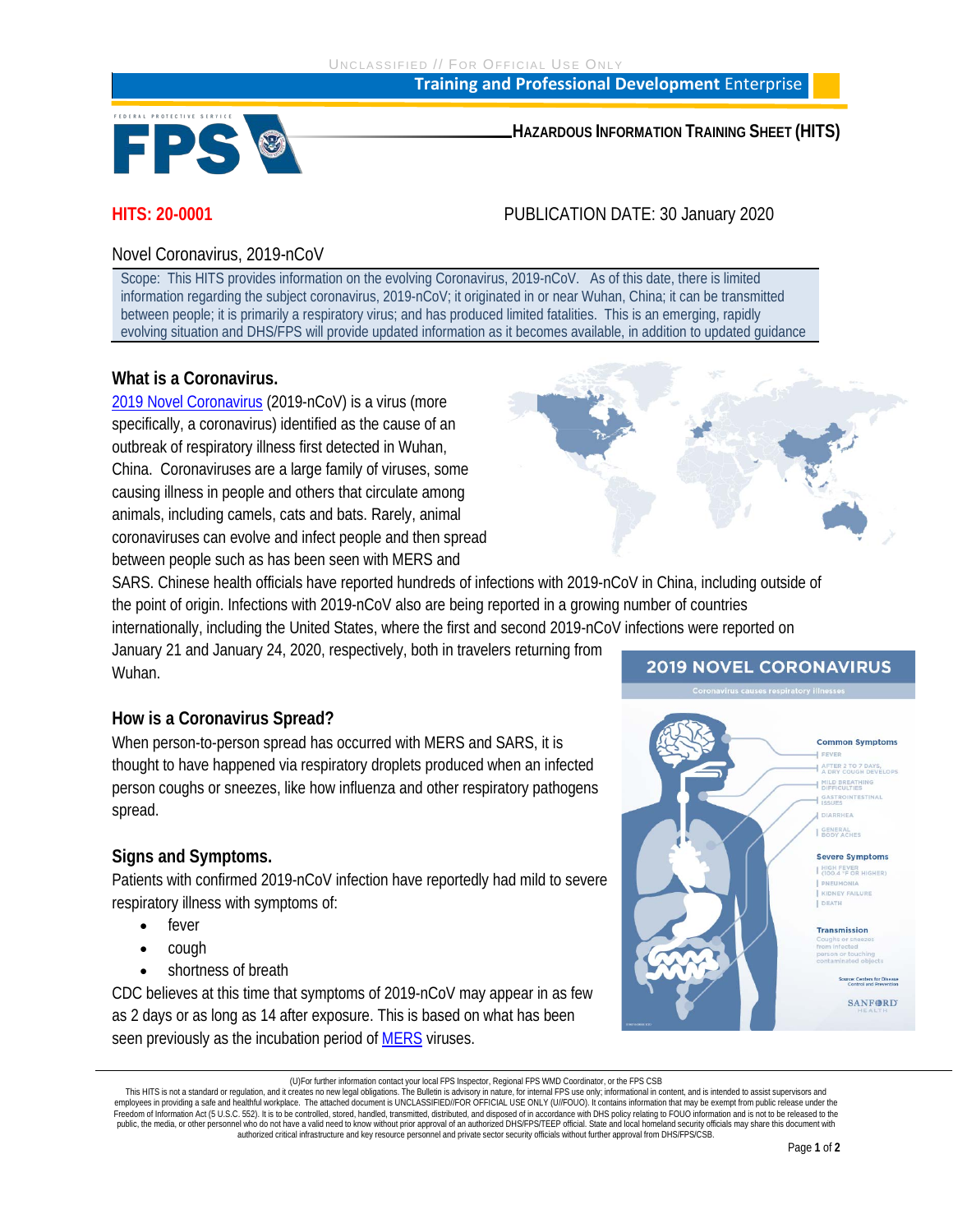UNCLASSIFIED // FOR OFFICIAL USE ONLY

**Training and Professional Development Enterprise**

**HAZARDOUS INFORMATION TRAINING SHEET (HITS)**

**HITS: 20-0001**

PUBLICATION DATE: 30 January 2020

Novel Coronavirus, 2019-nCoV

Scope: This HITS provides information on the evolving Coronavirus, 2019-nCoV. As of this date, there is limited information regarding the subject coronavirus, 2019-nCoV; it originated in or near Wuhan, China; it can be transmitted between people; it is primarily a respiratory virus; and has produced limited fatalities. This is an emerging, rapidly evolving situation and DHS/FPS will provide updated information as it becomes available, in addition to updated guidance

## What is a Coronavirus.

2019 Novel Coronavirus (2019-nCoV) is a virus (more specifically, a coronavirus) identified as the cause of an outbreak of respiratory illness first detected in Wuhan, China. Coronaviruses are a large family of viruses, some causing illness in people and others that circulate among animals, including camels, cats and bats. Rarely, animal coronaviruses can evolve and infect people and then spread between people such as has been seen with MERS and SARS. Chinese health officials have reported hundreds of infections with 2019-nCoV in China, including outside of the point of origin. Infections with 2019-nCoV also are being reported in a growing number of countries internationally, including the United States, where the first and second 2019-nCoV infections were reported on January 21 and January 24, 2020, respectively, both in travelers returning from Wuhan.

## How is a Coronavirus Spread?

When person-to-person spread has occurred with MERS and SARS, it is thought to have happened via respiratory droplets produced when an infected person coughs or sneezes, like how influenza and other respiratory pathogens spread.

## Signs and Symptoms.

Patients with confirmed 2019-nCoV infection have reportedly had mild to severe respiratory illness with symptoms of:

- fever
- cough
- shortness of breath

CDC believes at this time that symptoms of 2019-nCoV may appear in as few as 2 days or as long as 14 after exposure. This is based on what has been seen previously as the incubation period of MERS viruses.

**2019 NOVEL CORONAVIRUS**

Coronavirus causes respiratory illnesses

**Common Symptoms**
- FEVER
- AFTER 2 TO 7 DAYS, A DRY COUGH DEVELOPS
- MILD BREATHING DIFFICULTIES
- GASTROINTESTINAL ISSUES
- DIARRHEA
- GENERAL BODY ACHES

**Severe Symptoms**
- HIGH FEVER (100.4 °F OR HIGHER)
- PNEUMONIA
- KIDNEY FAILURE
- DEATH

**Transmission**

Coughs or sneezes from infected person or touching contaminated objects

Source: Centers for Disease Control and Prevention

SANFORD HEALTH

(U)For further information contact your local FPS Inspector, Regional FPS WMD Coordinator, or the FPS CSB

This HITS is not a standard or regulation, and it creates no new legal obligations. The Bulletin is advisory in nature, for internal FPS use only; informational in content, and is intended to assist supervisors and employees in providing a safe and healthful workplace. The attached document is UNCLASSIFIED//FOR OFFICIAL USE ONLY (U//FOUO). It contains information that may be exempt from public release under the Freedom of Information Act (5 U.S.C. 552). It is to be controlled, stored, handled, transmitted, distributed, and disposed of in accordance with DHS policy relating to FOUO information and is not to be released to the public, the media, or other personnel who do not have a valid need to know without prior approval of an authorized DHS/FPS/TEEP official. State and local homeland security officials may share this document with authorized critical infrastructure and key resource personnel and private sector security officials without further approval from DHS/FPS/CSB.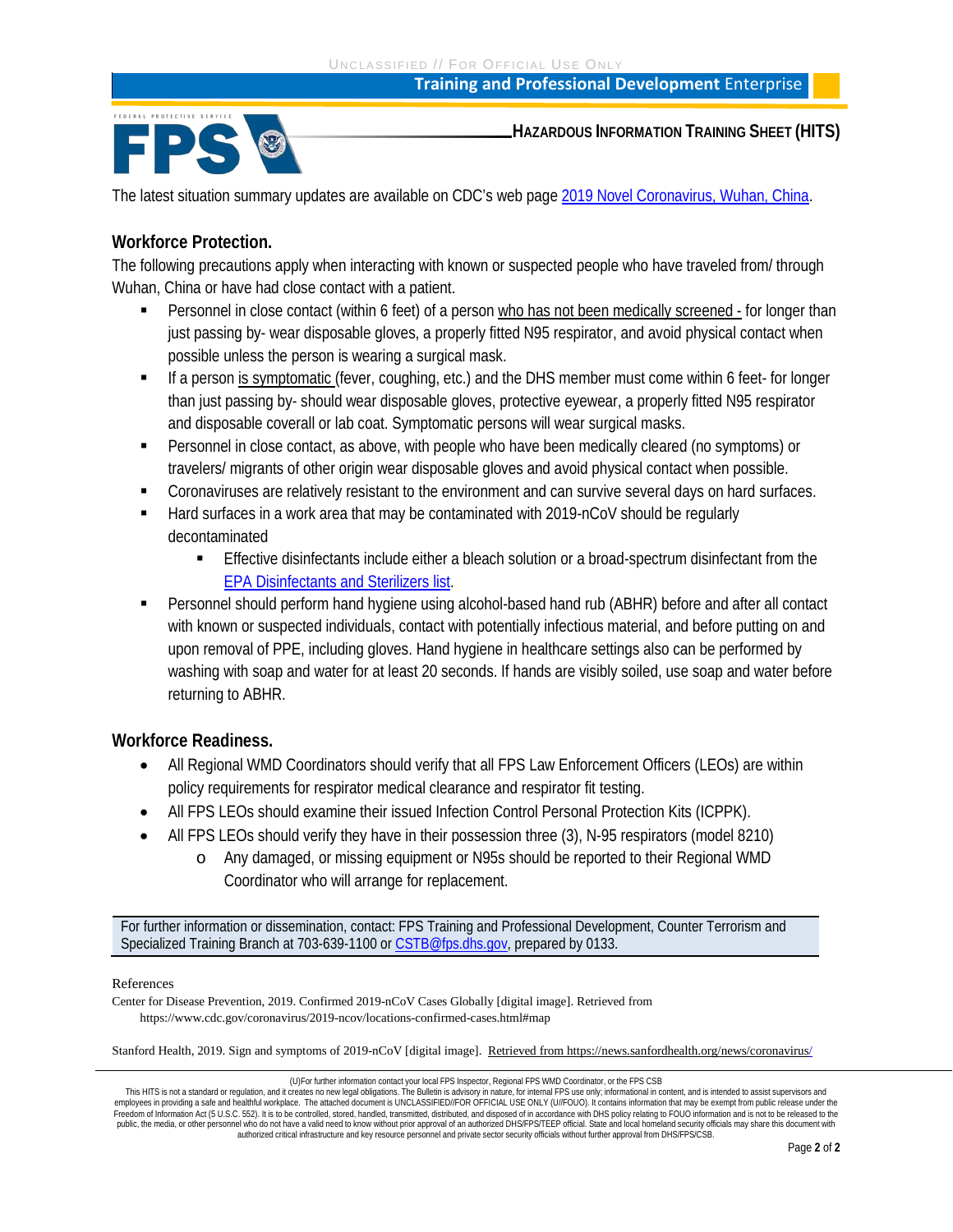HAZARDOUS INFORMATION TRAINING SHEET (HITS)

The latest situation summary updates are available on CDC's web page [2019 Novel Coronavirus, Wuhan, China](#).

## Workforce Protection.

The following precautions apply when interacting with known or suspected people who have traveled from/ through Wuhan, China or have had close contact with a patient.

- Personnel in close contact (within 6 feet) of a person who has not been medically screened - for longer than just passing by- wear disposable gloves, a properly fitted N95 respirator, and avoid physical contact when possible unless the person is wearing a surgical mask.
- If a person is symptomatic (fever, coughing, etc.) and the DHS member must come within 6 feet- for longer than just passing by- should wear disposable gloves, protective eyewear, a properly fitted N95 respirator and disposable coverall or lab coat. Symptomatic persons will wear surgical masks.
- Personnel in close contact, as above, with people who have been medically cleared (no symptoms) or travelers/ migrants of other origin wear disposable gloves and avoid physical contact when possible.
- Coronaviruses are relatively resistant to the environment and can survive several days on hard surfaces.
- Hard surfaces in a work area that may be contaminated with 2019-nCoV should be regularly decontaminated
  - Effective disinfectants include either a bleach solution or a broad-spectrum disinfectant from the [EPA Disinfectants and Sterilizers list](#).
- Personnel should perform hand hygiene using alcohol-based hand rub (ABHR) before and after all contact with known or suspected individuals, contact with potentially infectious material, and before putting on and upon removal of PPE, including gloves. Hand hygiene in healthcare settings also can be performed by washing with soap and water for at least 20 seconds. If hands are visibly soiled, use soap and water before returning to ABHR.

## Workforce Readiness.

- All Regional WMD Coordinators should verify that all FPS Law Enforcement Officers (LEOs) are within policy requirements for respirator medical clearance and respirator fit testing.
- All FPS LEOs should examine their issued Infection Control Personal Protection Kits (ICPPK).
- All FPS LEOs should verify they have in their possession three (3), N-95 respirators (model 8210)
  - Any damaged, or missing equipment or N95s should be reported to their Regional WMD Coordinator who will arrange for replacement.

For further information or dissemination, contact: FPS Training and Professional Development, Counter Terrorism and Specialized Training Branch at 703-639-1100 or CSTB@fps.dhs.gov, prepared by 0133.

References

Center for Disease Prevention, 2019. Confirmed 2019-nCoV Cases Globally [digital image]. Retrieved from https://www.cdc.gov/coronavirus/2019-ncov/locations-confirmed-cases.html#map

Stanford Health, 2019. Sign and symptoms of 2019-nCoV [digital image]. Retrieved from https://news.sanfordhealth.org/news/coronavirus/

(U)For further information contact your local FPS Inspector, Regional FPS WMD Coordinator, or the FPS CSB

This HITS is not a standard or regulation, and it creates no new legal obligations. The Bulletin is advisory in nature, for internal FPS use only; informational in content, and is intended to assist supervisors and employees in providing a safe and healthful workplace. The attached document is UNCLASSIFIED//FOR OFFICIAL USE ONLY (U//FOUO). It contains information that may be exempt from public release under the Freedom of Information Act (5 U.S.C. 552). It is to be controlled, stored, handled, transmitted, distributed, and disposed of in accordance with DHS policy relating to FOUO information and is not to be released to the public, the media, or other personnel who do not have a valid need to know without prior approval of an authorized DHS/FPS/TEEP official. State and local homeland security officials may share this document with authorized critical infrastructure and key resource personnel and private sector security officials without further approval from DHS/FPS/CSB.